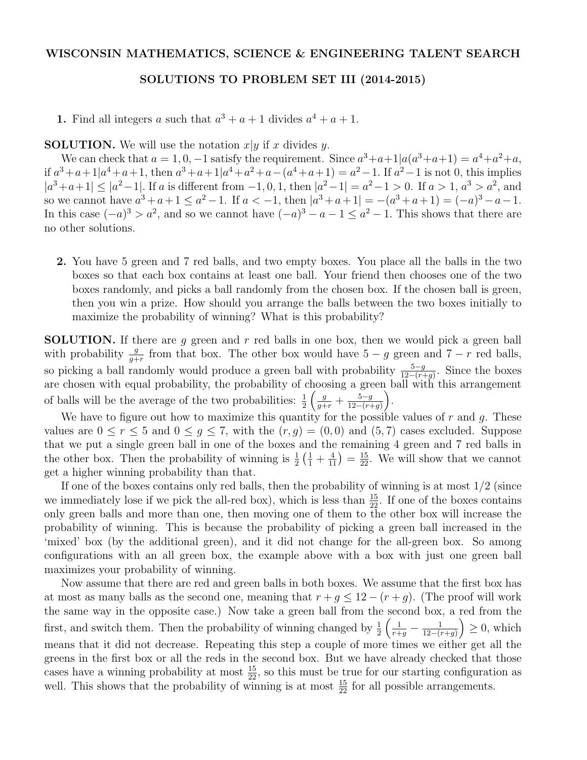# WISCONSIN MATHEMATICS, SCIENCE & ENGINEERING TALENT SEARCH

## SOLUTIONS TO PROBLEM SET III (2014-2015)

**1.** Find all integers $a$ such that $a^3 + a + 1$ divides $a^4 + a + 1$.

**SOLUTION.** We will use the notation $x|y$ if $x$ divides $y$.

We can check that $a = 1, 0, -1$ satisfy the requirement. Since $a^3+a+1|a(a^3+a+1) = a^4+a^2+a$, if $a^3+a+1|a^4+a+1$, then $a^3+a+1|a^4+a^2+a-(a^4+a+1) = a^2-1$. If $a^2-1$ is not 0, this implies $|a^3+a+1| \le |a^2-1|$. If $a$ is different from $-1, 0, 1$, then $|a^2-1| = a^2-1 > 0$. If $a > 1$, $a^3 > a^2$, and so we cannot have $a^3+a+1 \le a^2-1$. If $a < -1$, then $|a^3+a+1| = -(a^3+a+1) = (-a)^3 - a - 1$. In this case $(-a)^3 > a^2$, and so we cannot have $(-a)^3 - a - 1 \le a^2 - 1$. This shows that there are no other solutions.

**2.** You have 5 green and 7 red balls, and two empty boxes. You place all the balls in the two boxes so that each box contains at least one ball. Your friend then chooses one of the two boxes randomly, and picks a ball randomly from the chosen box. If the chosen ball is green, then you win a prize. How should you arrange the balls between the two boxes initially to maximize the probability of winning? What is this probability?

**SOLUTION.** If there are $g$ green and $r$ red balls in one box, then we would pick a green ball with probability $\frac{g}{g+r}$ from that box. The other box would have $5-g$ green and $7-r$ red balls, so picking a ball randomly would produce a green ball with probability $\frac{5-g}{12-(r+g)}$. Since the boxes are chosen with equal probability, the probability of choosing a green ball with this arrangement of balls will be the average of the two probabilities: $\frac{1}{2}\left(\frac{g}{g+r} + \frac{5-g}{12-(r+g)}\right)$.

We have to figure out how to maximize this quantity for the possible values of $r$ and $g$. These values are $0 \le r \le 5$ and $0 \le g \le 7$, with the $(r, g) = (0, 0)$ and $(5, 7)$ cases excluded. Suppose that we put a single green ball in one of the boxes and the remaining 4 green and 7 red balls in the other box. Then the probability of winning is $\frac{1}{2}\left(\frac{1}{1} + \frac{4}{11}\right) = \frac{15}{22}$. We will show that we cannot get a higher winning probability than that.

If one of the boxes contains only red balls, then the probability of winning is at most 1/2 (since we immediately lose if we pick the all-red box), which is less than $\frac{15}{22}$. If one of the boxes contains only green balls and more than one, then moving one of them to the other box will increase the probability of winning. This is because the probability of picking a green ball increased in the 'mixed' box (by the additional green), and it did not change for the all-green box. So among configurations with an all green box, the example above with a box with just one green ball maximizes your probability of winning.

Now assume that there are red and green balls in both boxes. We assume that the first box has at most as many balls as the second one, meaning that $r + g \le 12 - (r + g)$. (The proof will work the same way in the opposite case.) Now take a green ball from the second box, a red from the first, and switch them. Then the probability of winning changed by $\frac{1}{2}\left(\frac{1}{r+g} - \frac{1}{12-(r+g)}\right) \ge 0$, which means that it did not decrease. Repeating this step a couple of more times we either get all the greens in the first box or all the reds in the second box. But we have already checked that those cases have a winning probability at most $\frac{15}{22}$, so this must be true for our starting configuration as well. This shows that the probability of winning is at most $\frac{15}{22}$ for all possible arrangements.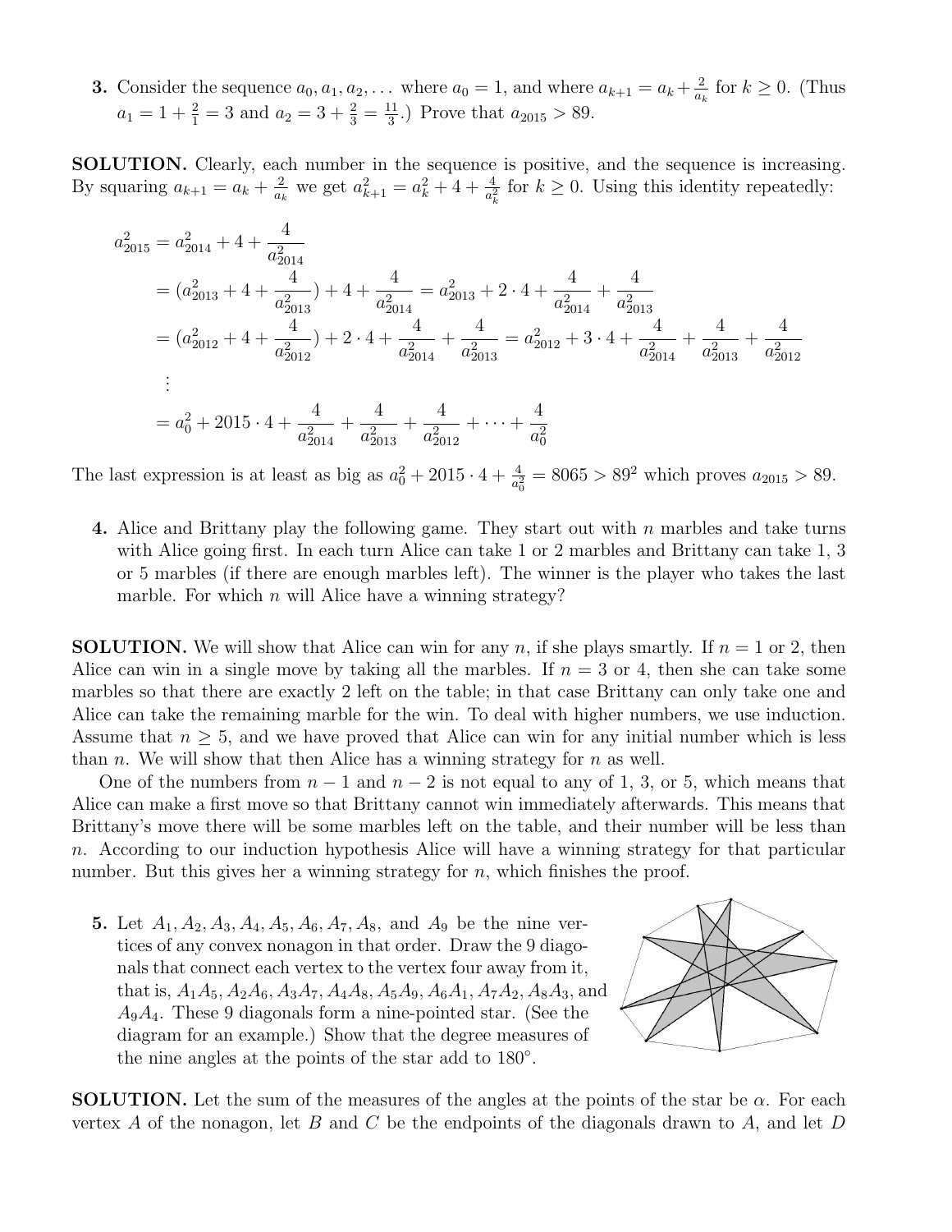**3.** Consider the sequence $a_0, a_1, a_2, \ldots$ where $a_0 = 1$, and where $a_{k+1} = a_k + \frac{2}{a_k}$ for $k \geq 0$. (Thus $a_1 = 1 + \frac{2}{1} = 3$ and $a_2 = 3 + \frac{2}{3} = \frac{11}{3}$.) Prove that $a_{2015} > 89$.

**SOLUTION.** Clearly, each number in the sequence is positive, and the sequence is increasing. By squaring $a_{k+1} = a_k + \frac{2}{a_k}$ we get $a_{k+1}^2 = a_k^2 + 4 + \frac{4}{a_k^2}$ for $k \geq 0$. Using this identity repeatedly:

$$
\begin{aligned}
a_{2015}^2 &= a_{2014}^2 + 4 + \frac{4}{a_{2014}^2} \\
&= (a_{2013}^2 + 4 + \frac{4}{a_{2013}^2}) + 4 + \frac{4}{a_{2014}^2} = a_{2013}^2 + 2 \cdot 4 + \frac{4}{a_{2014}^2} + \frac{4}{a_{2013}^2} \\
&= (a_{2012}^2 + 4 + \frac{4}{a_{2012}^2}) + 2 \cdot 4 + \frac{4}{a_{2014}^2} + \frac{4}{a_{2013}^2} = a_{2012}^2 + 3 \cdot 4 + \frac{4}{a_{2014}^2} + \frac{4}{a_{2013}^2} + \frac{4}{a_{2012}^2} \\
&\vdots \\
&= a_0^2 + 2015 \cdot 4 + \frac{4}{a_{2014}^2} + \frac{4}{a_{2013}^2} + \frac{4}{a_{2012}^2} + \cdots + \frac{4}{a_0^2}
\end{aligned}
$$

The last expression is at least as big as $a_0^2 + 2015 \cdot 4 + \frac{4}{a_0^2} = 8065 > 89^2$ which proves $a_{2015} > 89$.

**4.** Alice and Brittany play the following game. They start out with $n$ marbles and take turns with Alice going first. In each turn Alice can take 1 or 2 marbles and Brittany can take 1, 3 or 5 marbles (if there are enough marbles left). The winner is the player who takes the last marble. For which $n$ will Alice have a winning strategy?

**SOLUTION.** We will show that Alice can win for any $n$, if she plays smartly. If $n = 1$ or 2, then Alice can win in a single move by taking all the marbles. If $n = 3$ or 4, then she can take some marbles so that there are exactly 2 left on the table; in that case Brittany can only take one and Alice can take the remaining marble for the win. To deal with higher numbers, we use induction. Assume that $n \geq 5$, and we have proved that Alice can win for any initial number which is less than $n$. We will show that then Alice has a winning strategy for $n$ as well.

One of the numbers from $n - 1$ and $n - 2$ is not equal to any of 1, 3, or 5, which means that Alice can make a first move so that Brittany cannot win immediately afterwards. This means that Brittany's move there will be some marbles left on the table, and their number will be less than $n$. According to our induction hypothesis Alice will have a winning strategy for that particular number. But this gives her a winning strategy for $n$, which finishes the proof.

**5.** Let $A_1, A_2, A_3, A_4, A_5, A_6, A_7, A_8$, and $A_9$ be the nine vertices of any convex nonagon in that order. Draw the 9 diagonals that connect each vertex to the vertex four away from it, that is, $A_1A_5, A_2A_6, A_3A_7, A_4A_8, A_5A_9, A_6A_1, A_7A_2, A_8A_3$, and $A_9A_4$. These 9 diagonals form a nine-pointed star. (See the diagram for an example.) Show that the degree measures of the nine angles at the points of the star add to $180°$.

**SOLUTION.** Let the sum of the measures of the angles at the points of the star be $\alpha$. For each vertex $A$ of the nonagon, let $B$ and $C$ be the endpoints of the diagonals drawn to $A$, and let $D$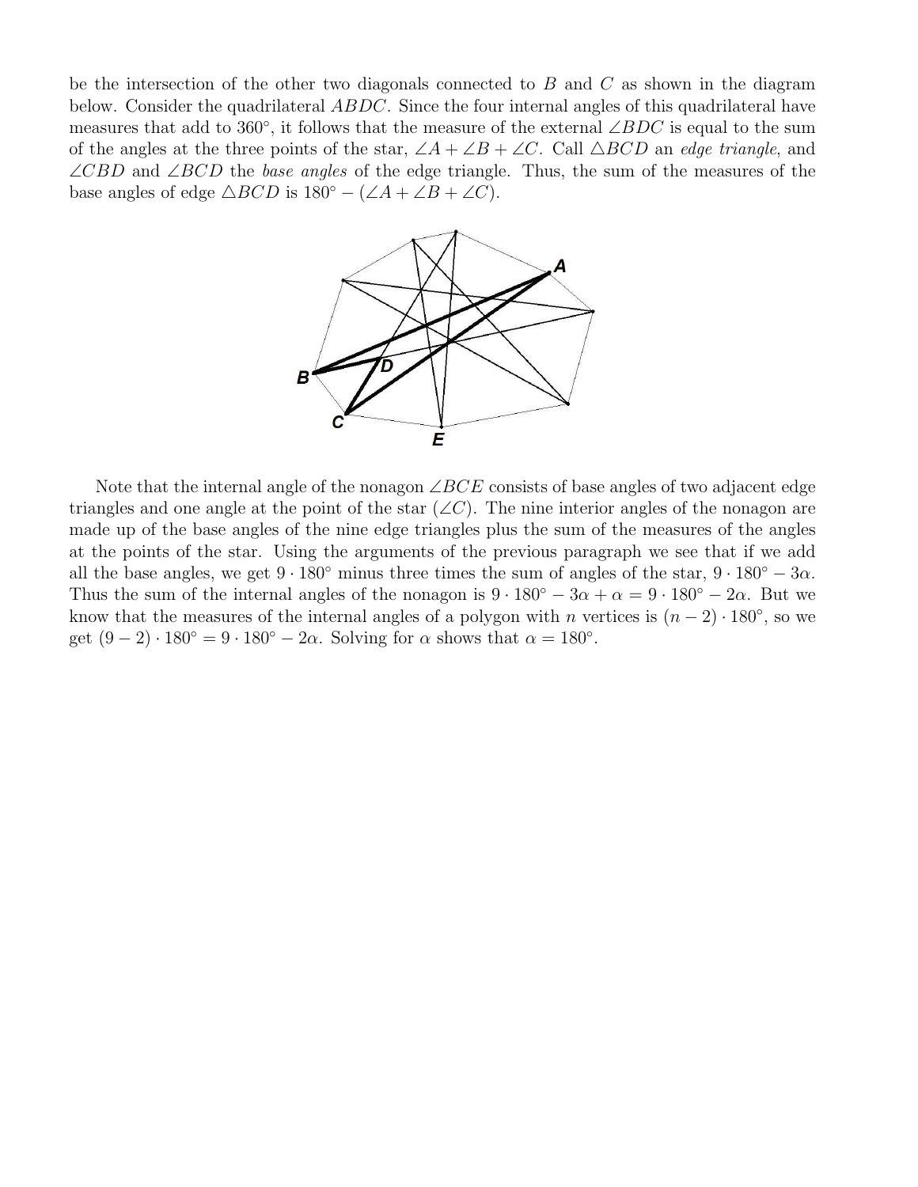be the intersection of the other two diagonals connected to $B$ and $C$ as shown in the diagram below. Consider the quadrilateral $ABDC$. Since the four internal angles of this quadrilateral have measures that add to $360°$, it follows that the measure of the external $\angle BDC$ is equal to the sum of the angles at the three points of the star, $\angle A + \angle B + \angle C$. Call $\triangle BCD$ an *edge triangle*, and $\angle CBD$ and $\angle BCD$ the *base angles* of the edge triangle. Thus, the sum of the measures of the base angles of edge $\triangle BCD$ is $180° - (\angle A + \angle B + \angle C)$.

A
B
D
C
E

Note that the internal angle of the nonagon $\angle BCE$ consists of base angles of two adjacent edge triangles and one angle at the point of the star ($\angle C$). The nine interior angles of the nonagon are made up of the base angles of the nine edge triangles plus the sum of the measures of the angles at the points of the star. Using the arguments of the previous paragraph we see that if we add all the base angles, we get $9 \cdot 180° $ minus three times the sum of angles of the star, $9 \cdot 180° - 3\alpha$. Thus the sum of the internal angles of the nonagon is $9 \cdot 180° - 3\alpha + \alpha = 9 \cdot 180° - 2\alpha$. But we know that the measures of the internal angles of a polygon with $n$ vertices is $(n-2) \cdot 180°$, so we get $(9-2) \cdot 180° = 9 \cdot 180° - 2\alpha$. Solving for $\alpha$ shows that $\alpha = 180°$.